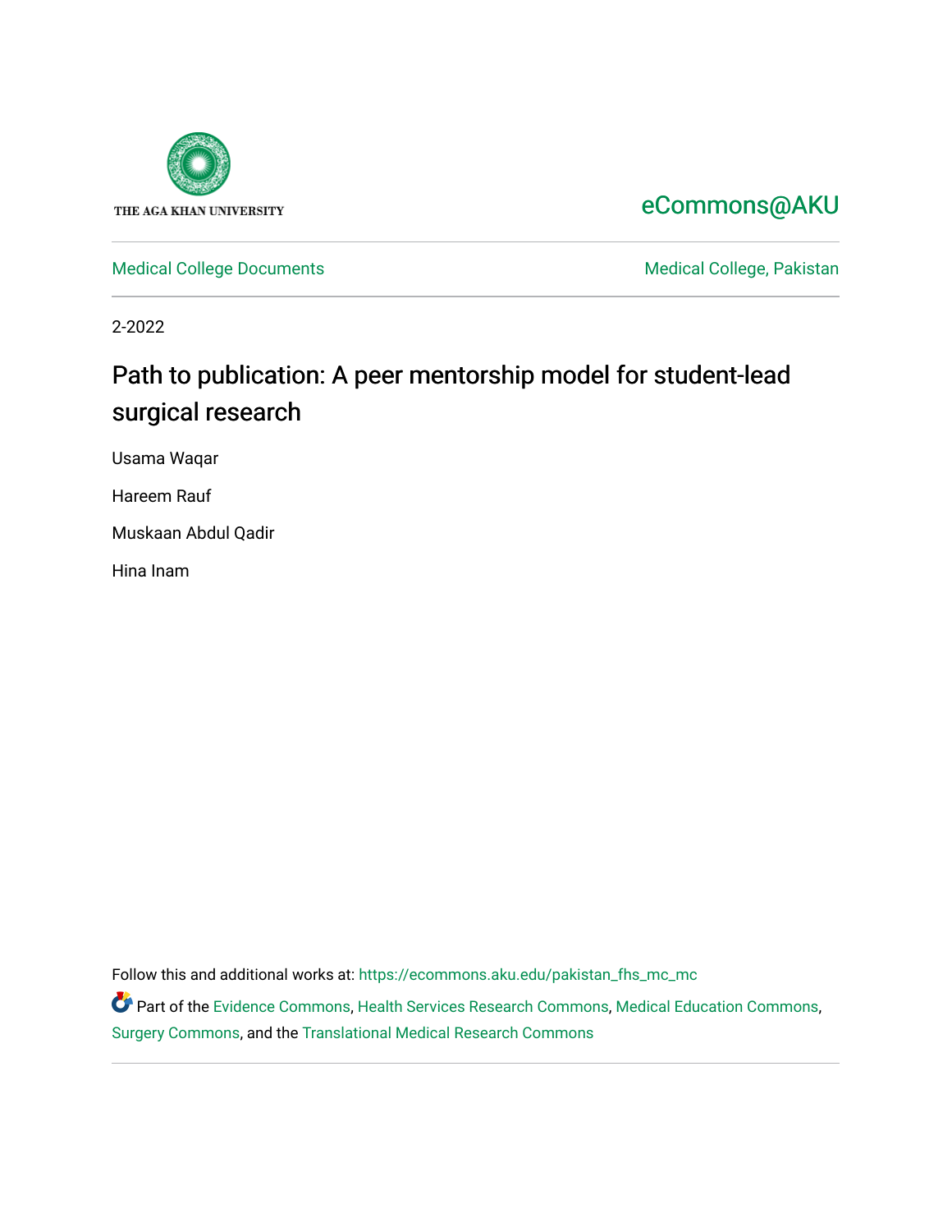THE AGA KHAN UNIVERSITY

eCommons@AKU

Medical College Documents

Medical College, Pakistan

2-2022

# Path to publication: A peer mentorship model for student-lead surgical research

Usama Waqar

Hareem Rauf

Muskaan Abdul Qadir

Hina Inam

Follow this and additional works at: https://ecommons.aku.edu/pakistan_fhs_mc_mc

Part of the Evidence Commons, Health Services Research Commons, Medical Education Commons, Surgery Commons, and the Translational Medical Research Commons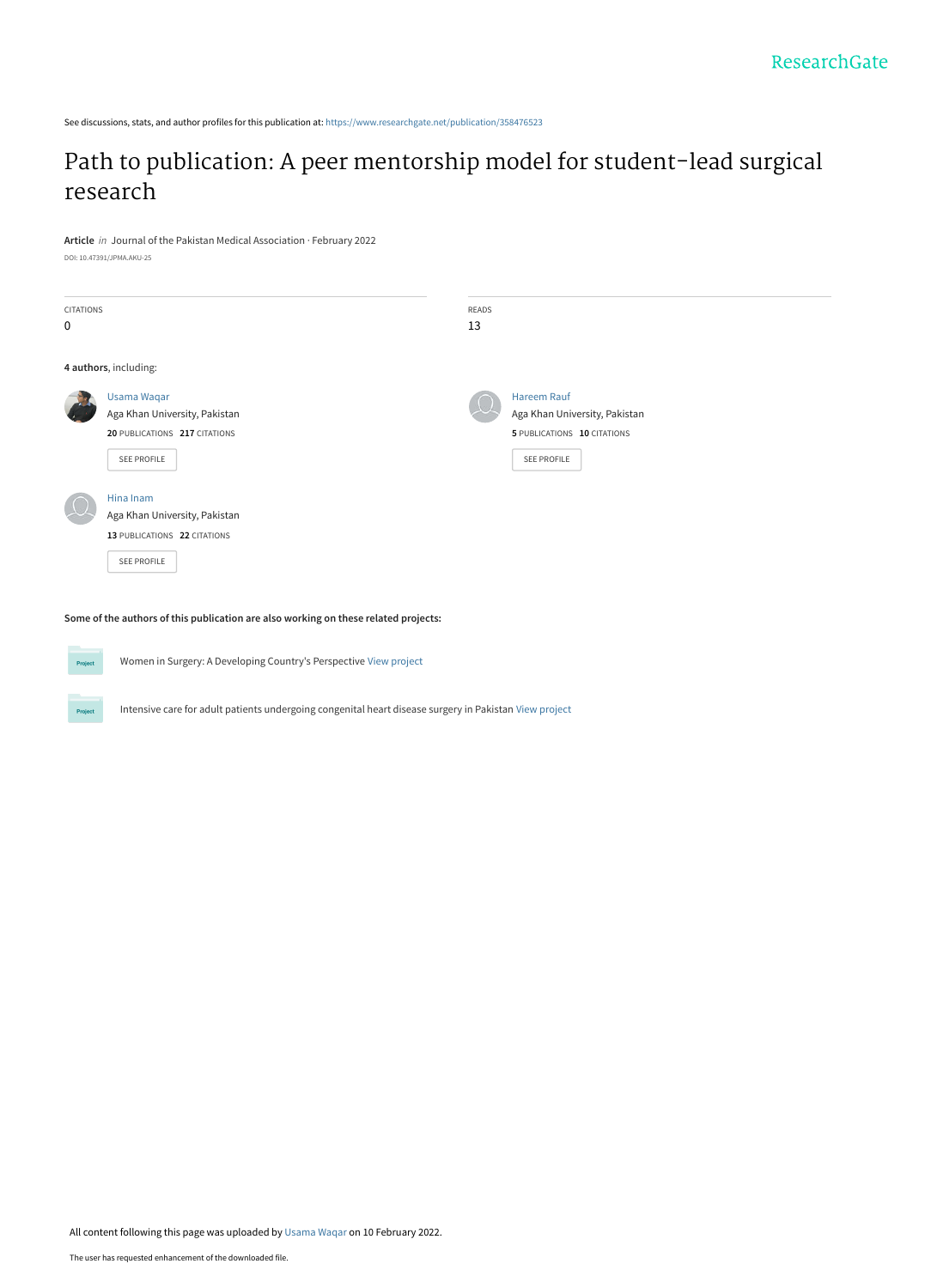See discussions, stats, and author profiles for this publication at: https://www.researchgate.net/publication/358476523

# Path to publication: A peer mentorship model for student-lead surgical research

**Article** *in* Journal of the Pakistan Medical Association · February 2022

DOI: 10.47391/JPMA.AKU-25

| CITATIONS | READS |
|---|---|
| 0 | 13 |

**4 authors**, including:

**Usama Waqar**
Aga Khan University, Pakistan
**20** PUBLICATIONS **217** CITATIONS
SEE PROFILE

**Hareem Rauf**
Aga Khan University, Pakistan
**5** PUBLICATIONS **10** CITATIONS
SEE PROFILE

**Hina Inam**
Aga Khan University, Pakistan
**13** PUBLICATIONS **22** CITATIONS
SEE PROFILE

**Some of the authors of this publication are also working on these related projects:**

Women in Surgery: A Developing Country's Perspective View project

Intensive care for adult patients undergoing congenital heart disease surgery in Pakistan View project

All content following this page was uploaded by Usama Waqar on 10 February 2022.

The user has requested enhancement of the downloaded file.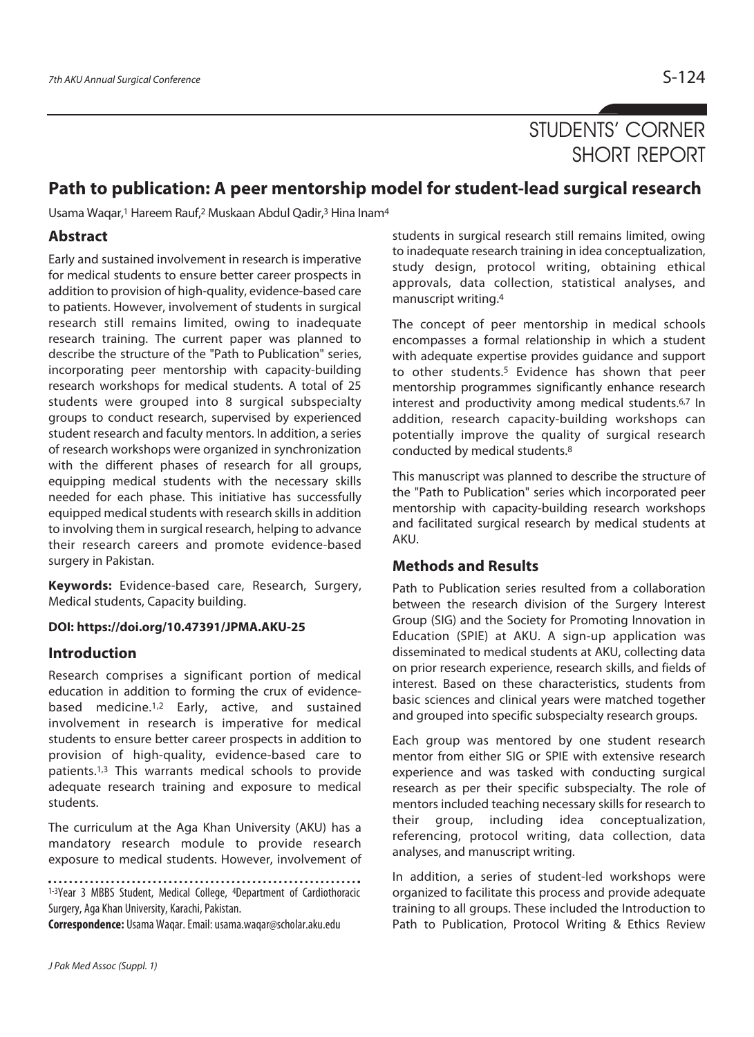STUDENTS' CORNER
SHORT REPORT

# Path to publication: A peer mentorship model for student-lead surgical research

Usama Waqar,[1] Hareem Rauf,[2] Muskaan Abdul Qadir,[3] Hina Inam[4]

## Abstract

Early and sustained involvement in research is imperative for medical students to ensure better career prospects in addition to provision of high-quality, evidence-based care to patients. However, involvement of students in surgical research still remains limited, owing to inadequate research training. The current paper was planned to describe the structure of the "Path to Publication" series, incorporating peer mentorship with capacity-building research workshops for medical students. A total of 25 students were grouped into 8 surgical subspecialty groups to conduct research, supervised by experienced student research and faculty mentors. In addition, a series of research workshops were organized in synchronization with the different phases of research for all groups, equipping medical students with the necessary skills needed for each phase. This initiative has successfully equipped medical students with research skills in addition to involving them in surgical research, helping to advance their research careers and promote evidence-based surgery in Pakistan.

**Keywords:** Evidence-based care, Research, Surgery, Medical students, Capacity building.

**DOI: https://doi.org/10.47391/JPMA.AKU-25**

## Introduction

Research comprises a significant portion of medical education in addition to forming the crux of evidence-based medicine.[1,2] Early, active, and sustained involvement in research is imperative for medical students to ensure better career prospects in addition to provision of high-quality, evidence-based care to patients.[1,3] This warrants medical schools to provide adequate research training and exposure to medical students.

The curriculum at the Aga Khan University (AKU) has a mandatory research module to provide research exposure to medical students. However, involvement of students in surgical research still remains limited, owing to inadequate research training in idea conceptualization, study design, protocol writing, obtaining ethical approvals, data collection, statistical analyses, and manuscript writing.[4]

The concept of peer mentorship in medical schools encompasses a formal relationship in which a student with adequate expertise provides guidance and support to other students.[5] Evidence has shown that peer mentorship programmes significantly enhance research interest and productivity among medical students.[6,7] In addition, research capacity-building workshops can potentially improve the quality of surgical research conducted by medical students.[8]

This manuscript was planned to describe the structure of the "Path to Publication" series which incorporated peer mentorship with capacity-building research workshops and facilitated surgical research by medical students at AKU.

## Methods and Results

Path to Publication series resulted from a collaboration between the research division of the Surgery Interest Group (SIG) and the Society for Promoting Innovation in Education (SPIE) at AKU. A sign-up application was disseminated to medical students at AKU, collecting data on prior research experience, research skills, and fields of interest. Based on these characteristics, students from basic sciences and clinical years were matched together and grouped into specific subspecialty research groups.

Each group was mentored by one student research mentor from either SIG or SPIE with extensive research experience and was tasked with conducting surgical research as per their specific subspecialty. The role of mentors included teaching necessary skills for research to their group, including idea conceptualization, referencing, protocol writing, data collection, data analyses, and manuscript writing.

In addition, a series of student-led workshops were organized to facilitate this process and provide adequate training to all groups. These included the Introduction to Path to Publication, Protocol Writing & Ethics Review

[1-3]Year 3 MBBS Student, Medical College, [4]Department of Cardiothoracic Surgery, Aga Khan University, Karachi, Pakistan.

**Correspondence:** Usama Waqar. Email: usama.waqar@scholar.aku.edu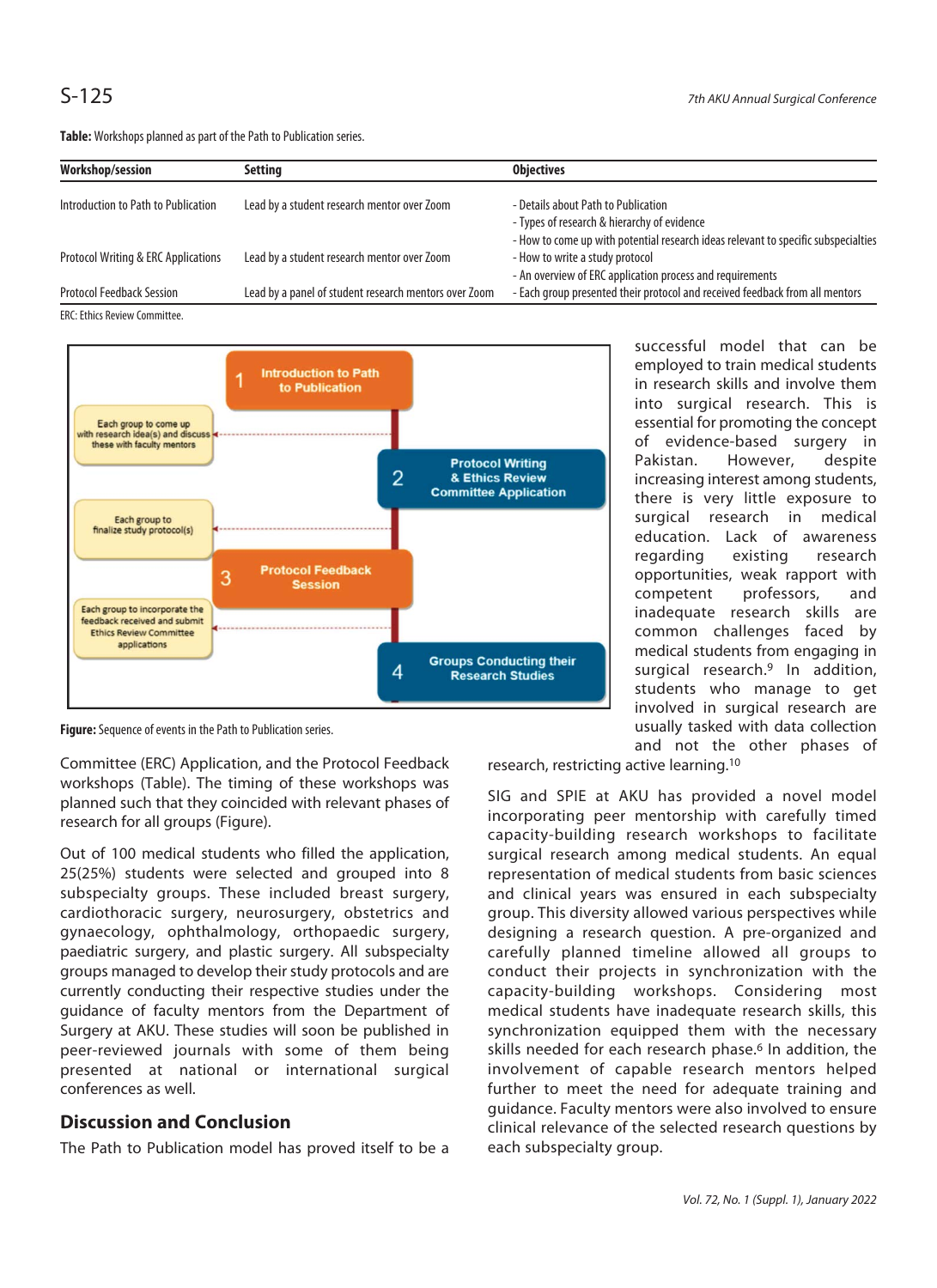**Table:** Workshops planned as part of the Path to Publication series.

| Workshop/session | Setting | Objectives |
|---|---|---|
| Introduction to Path to Publication | Lead by a student research mentor over Zoom | - Details about Path to Publication<br>- Types of research & hierarchy of evidence<br>- How to come up with potential research ideas relevant to specific subspecialties |
| Protocol Writing & ERC Applications | Lead by a student research mentor over Zoom | - How to write a study protocol<br>- An overview of ERC application process and requirements |
| Protocol Feedback Session | Lead by a panel of student research mentors over Zoom | - Each group presented their protocol and received feedback from all mentors |

ERC: Ethics Review Committee.

**Figure:** Sequence of events in the Path to Publication series.

Committee (ERC) Application, and the Protocol Feedback workshops (Table). The timing of these workshops was planned such that they coincided with relevant phases of research for all groups (Figure).

Out of 100 medical students who filled the application, 25(25%) students were selected and grouped into 8 subspecialty groups. These included breast surgery, cardiothoracic surgery, neurosurgery, obstetrics and gynaecology, ophthalmology, orthopaedic surgery, paediatric surgery, and plastic surgery. All subspecialty groups managed to develop their study protocols and are currently conducting their respective studies under the guidance of faculty mentors from the Department of Surgery at AKU. These studies will soon be published in peer-reviewed journals with some of them being presented at national or international surgical conferences as well.

## Discussion and Conclusion

The Path to Publication model has proved itself to be a successful model that can be employed to train medical students in research skills and involve them into surgical research. This is essential for promoting the concept of evidence-based surgery in Pakistan. However, despite increasing interest among students, there is very little exposure to surgical research in medical education. Lack of awareness regarding existing research opportunities, weak rapport with competent professors, and inadequate research skills are common challenges faced by medical students from engaging in surgical research.[9] In addition, students who manage to get involved in surgical research are usually tasked with data collection and not the other phases of research, restricting active learning.[10]

SIG and SPIE at AKU has provided a novel model incorporating peer mentorship with carefully timed capacity-building research workshops to facilitate surgical research among medical students. An equal representation of medical students from basic sciences and clinical years was ensured in each subspecialty group. This diversity allowed various perspectives while designing a research question. A pre-organized and carefully planned timeline allowed all groups to conduct their projects in synchronization with the capacity-building workshops. Considering most medical students have inadequate research skills, this synchronization equipped them with the necessary skills needed for each research phase.[6] In addition, the involvement of capable research mentors helped further to meet the need for adequate training and guidance. Faculty mentors were also involved to ensure clinical relevance of the selected research questions by each subspecialty group.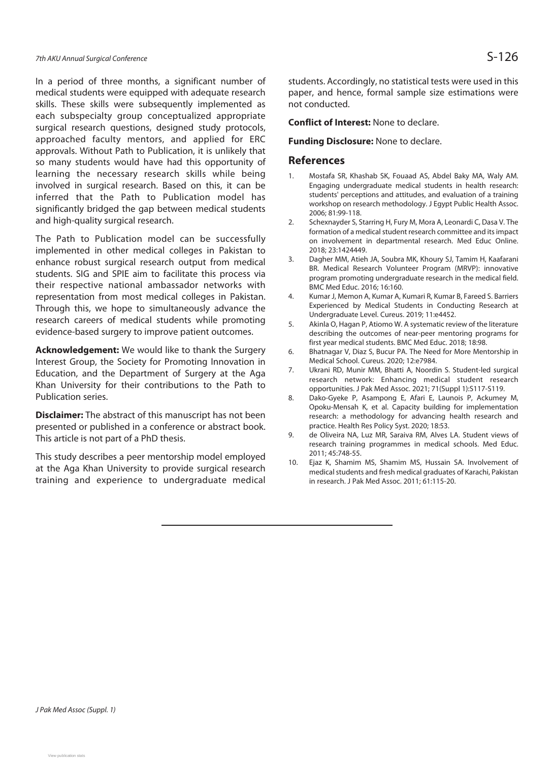In a period of three months, a significant number of medical students were equipped with adequate research skills. These skills were subsequently implemented as each subspecialty group conceptualized appropriate surgical research questions, designed study protocols, approached faculty mentors, and applied for ERC approvals. Without Path to Publication, it is unlikely that so many students would have had this opportunity of learning the necessary research skills while being involved in surgical research. Based on this, it can be inferred that the Path to Publication model has significantly bridged the gap between medical students and high-quality surgical research.

The Path to Publication model can be successfully implemented in other medical colleges in Pakistan to enhance robust surgical research output from medical students. SIG and SPIE aim to facilitate this process via their respective national ambassador networks with representation from most medical colleges in Pakistan. Through this, we hope to simultaneously advance the research careers of medical students while promoting evidence-based surgery to improve patient outcomes.

**Acknowledgement:** We would like to thank the Surgery Interest Group, the Society for Promoting Innovation in Education, and the Department of Surgery at the Aga Khan University for their contributions to the Path to Publication series.

**Disclaimer:** The abstract of this manuscript has not been presented or published in a conference or abstract book. This article is not part of a PhD thesis.

This study describes a peer mentorship model employed at the Aga Khan University to provide surgical research training and experience to undergraduate medical students. Accordingly, no statistical tests were used in this paper, and hence, formal sample size estimations were not conducted.

**Conflict of Interest:** None to declare.

**Funding Disclosure:** None to declare.

## References

1. Mostafa SR, Khashab SK, Fouaad AS, Abdel Baky MA, Waly AM. Engaging undergraduate medical students in health research: students' perceptions and attitudes, and evaluation of a training workshop on research methodology. J Egypt Public Health Assoc. 2006; 81:99-118.
2. Schexnayder S, Starring H, Fury M, Mora A, Leonardi C, Dasa V. The formation of a medical student research committee and its impact on involvement in departmental research. Med Educ Online. 2018; 23:1424449.
3. Dagher MM, Atieh JA, Soubra MK, Khoury SJ, Tamim H, Kaafarani BR. Medical Research Volunteer Program (MRVP): innovative program promoting undergraduate research in the medical field. BMC Med Educ. 2016; 16:160.
4. Kumar J, Memon A, Kumar A, Kumari R, Kumar B, Fareed S. Barriers Experienced by Medical Students in Conducting Research at Undergraduate Level. Cureus. 2019; 11:e4452.
5. Akinla O, Hagan P, Atiomo W. A systematic review of the literature describing the outcomes of near-peer mentoring programs for first year medical students. BMC Med Educ. 2018; 18:98.
6. Bhatnagar V, Diaz S, Bucur PA. The Need for More Mentorship in Medical School. Cureus. 2020; 12:e7984.
7. Ukrani RD, Munir MM, Bhatti A, Noordin S. Student-led surgical research network: Enhancing medical student research opportunities. J Pak Med Assoc. 2021; 71(Suppl 1):S117-S119.
8. Dako-Gyeke P, Asampong E, Afari E, Launois P, Ackumey M, Opoku-Mensah K, et al. Capacity building for implementation research: a methodology for advancing health research and practice. Health Res Policy Syst. 2020; 18:53.
9. de Oliveira NA, Luz MR, Saraiva RM, Alves LA. Student views of research training programmes in medical schools. Med Educ. 2011; 45:748-55.
10. Ejaz K, Shamim MS, Shamim MS, Hussain SA. Involvement of medical students and fresh medical graduates of Karachi, Pakistan in research. J Pak Med Assoc. 2011; 61:115-20.